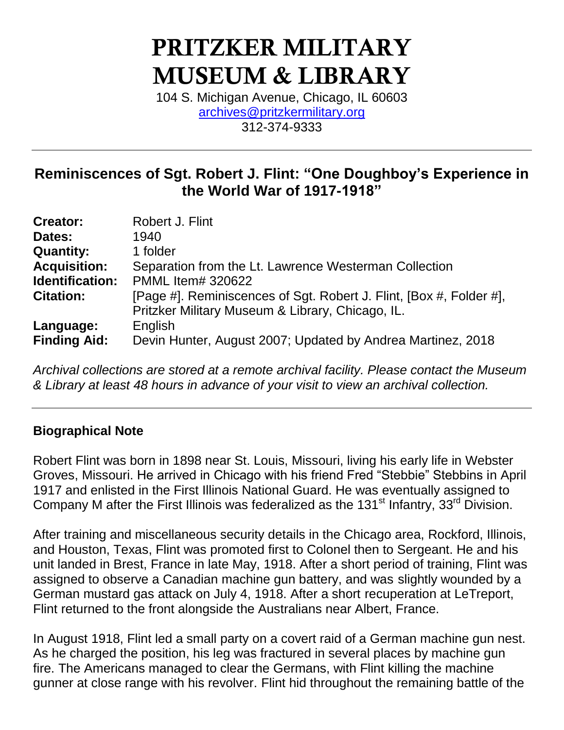# PRITZKER MILITARY MUSEUM & LIBRARY

104 S. Michigan Avenue, Chicago, IL 60603
archives@pritzkermilitary.org
312-374-9333

---

## Reminiscences of Sgt. Robert J. Flint: "One Doughboy's Experience in the World War of 1917-1918"

| | |
|---|---|
| **Creator:** | Robert J. Flint |
| **Dates:** | 1940 |
| **Quantity:** | 1 folder |
| **Acquisition:** | Separation from the Lt. Lawrence Westerman Collection |
| **Identification:** | PMML Item# 320622 |
| **Citation:** | [Page #]. Reminiscences of Sgt. Robert J. Flint, [Box #, Folder #], Pritzker Military Museum & Library, Chicago, IL. |
| **Language:** | English |
| **Finding Aid:** | Devin Hunter, August 2007; Updated by Andrea Martinez, 2018 |

*Archival collections are stored at a remote archival facility. Please contact the Museum & Library at least 48 hours in advance of your visit to view an archival collection.*

---

### Biographical Note

Robert Flint was born in 1898 near St. Louis, Missouri, living his early life in Webster Groves, Missouri. He arrived in Chicago with his friend Fred "Stebbie" Stebbins in April 1917 and enlisted in the First Illinois National Guard. He was eventually assigned to Company M after the First Illinois was federalized as the 131st Infantry, 33rd Division.

After training and miscellaneous security details in the Chicago area, Rockford, Illinois, and Houston, Texas, Flint was promoted first to Colonel then to Sergeant. He and his unit landed in Brest, France in late May, 1918. After a short period of training, Flint was assigned to observe a Canadian machine gun battery, and was slightly wounded by a German mustard gas attack on July 4, 1918. After a short recuperation at LeTreport, Flint returned to the front alongside the Australians near Albert, France.

In August 1918, Flint led a small party on a covert raid of a German machine gun nest. As he charged the position, his leg was fractured in several places by machine gun fire. The Americans managed to clear the Germans, with Flint killing the machine gunner at close range with his revolver. Flint hid throughout the remaining battle of the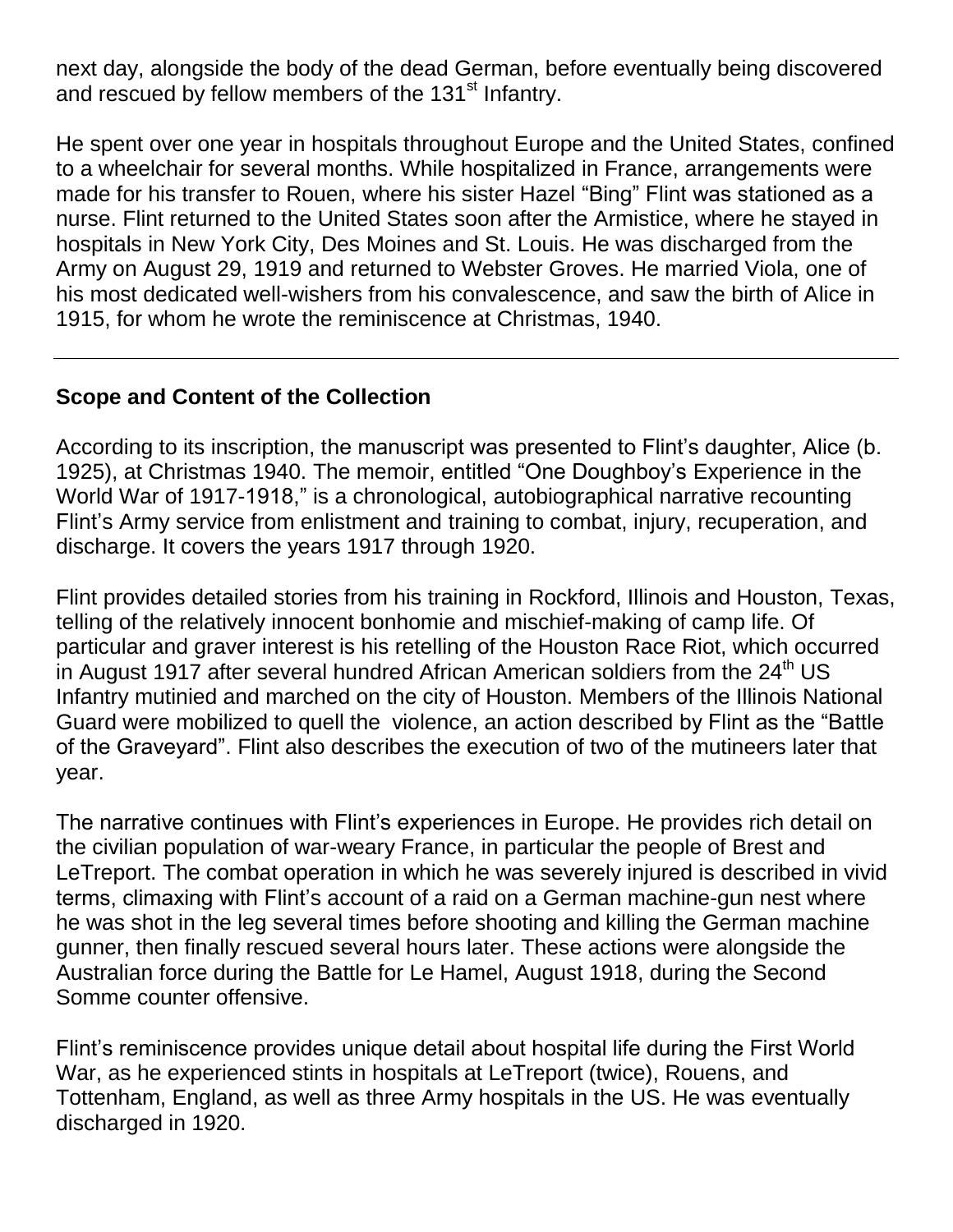next day, alongside the body of the dead German, before eventually being discovered and rescued by fellow members of the 131st Infantry.

He spent over one year in hospitals throughout Europe and the United States, confined to a wheelchair for several months. While hospitalized in France, arrangements were made for his transfer to Rouen, where his sister Hazel "Bing" Flint was stationed as a nurse. Flint returned to the United States soon after the Armistice, where he stayed in hospitals in New York City, Des Moines and St. Louis. He was discharged from the Army on August 29, 1919 and returned to Webster Groves. He married Viola, one of his most dedicated well-wishers from his convalescence, and saw the birth of Alice in 1915, for whom he wrote the reminiscence at Christmas, 1940.

---

## Scope and Content of the Collection

According to its inscription, the manuscript was presented to Flint's daughter, Alice (b. 1925), at Christmas 1940. The memoir, entitled "One Doughboy's Experience in the World War of 1917-1918," is a chronological, autobiographical narrative recounting Flint's Army service from enlistment and training to combat, injury, recuperation, and discharge. It covers the years 1917 through 1920.

Flint provides detailed stories from his training in Rockford, Illinois and Houston, Texas, telling of the relatively innocent bonhomie and mischief-making of camp life. Of particular and graver interest is his retelling of the Houston Race Riot, which occurred in August 1917 after several hundred African American soldiers from the 24th US Infantry mutinied and marched on the city of Houston. Members of the Illinois National Guard were mobilized to quell the violence, an action described by Flint as the "Battle of the Graveyard". Flint also describes the execution of two of the mutineers later that year.

The narrative continues with Flint's experiences in Europe. He provides rich detail on the civilian population of war-weary France, in particular the people of Brest and LeTreport. The combat operation in which he was severely injured is described in vivid terms, climaxing with Flint's account of a raid on a German machine-gun nest where he was shot in the leg several times before shooting and killing the German machine gunner, then finally rescued several hours later. These actions were alongside the Australian force during the Battle for Le Hamel, August 1918, during the Second Somme counter offensive.

Flint's reminiscence provides unique detail about hospital life during the First World War, as he experienced stints in hospitals at LeTreport (twice), Rouens, and Tottenham, England, as well as three Army hospitals in the US. He was eventually discharged in 1920.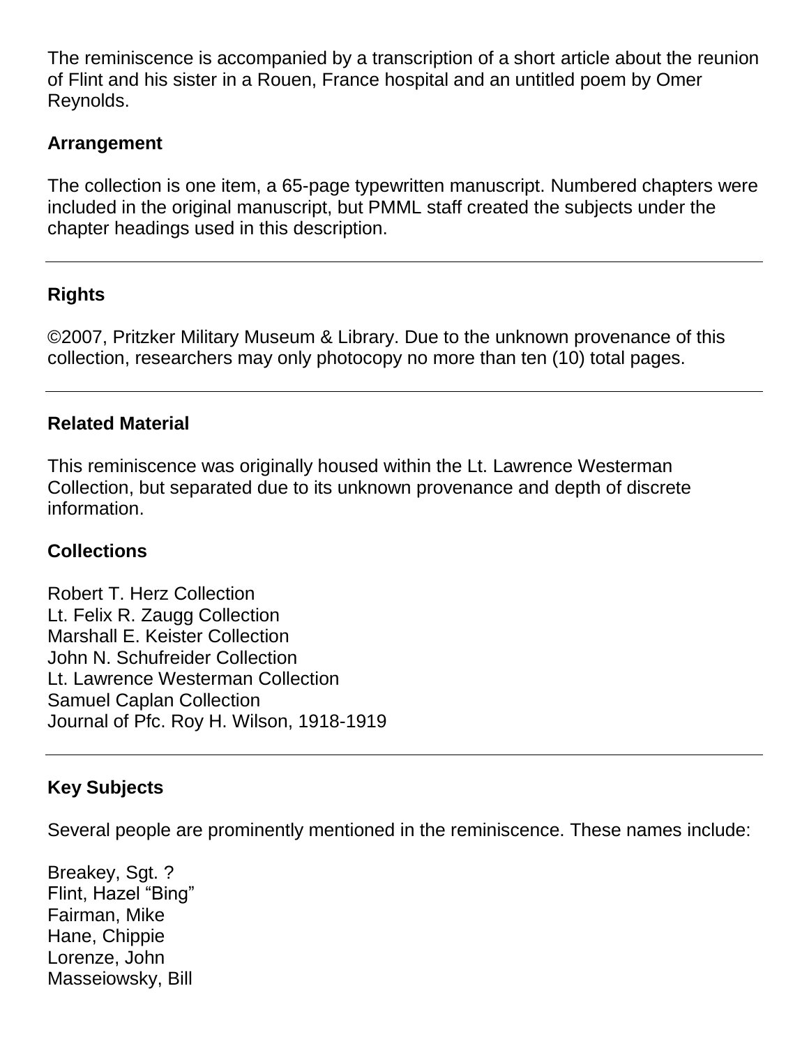The reminiscence is accompanied by a transcription of a short article about the reunion of Flint and his sister in a Rouen, France hospital and an untitled poem by Omer Reynolds.

**Arrangement**

The collection is one item, a 65-page typewritten manuscript. Numbered chapters were included in the original manuscript, but PMML staff created the subjects under the chapter headings used in this description.

---

**Rights**

©2007, Pritzker Military Museum & Library. Due to the unknown provenance of this collection, researchers may only photocopy no more than ten (10) total pages.

---

**Related Material**

This reminiscence was originally housed within the Lt. Lawrence Westerman Collection, but separated due to its unknown provenance and depth of discrete information.

**Collections**

Robert T. Herz Collection
Lt. Felix R. Zaugg Collection
Marshall E. Keister Collection
John N. Schufreider Collection
Lt. Lawrence Westerman Collection
Samuel Caplan Collection
Journal of Pfc. Roy H. Wilson, 1918-1919

---

**Key Subjects**

Several people are prominently mentioned in the reminiscence. These names include:

Breakey, Sgt. ?
Flint, Hazel "Bing"
Fairman, Mike
Hane, Chippie
Lorenze, John
Masseiowsky, Bill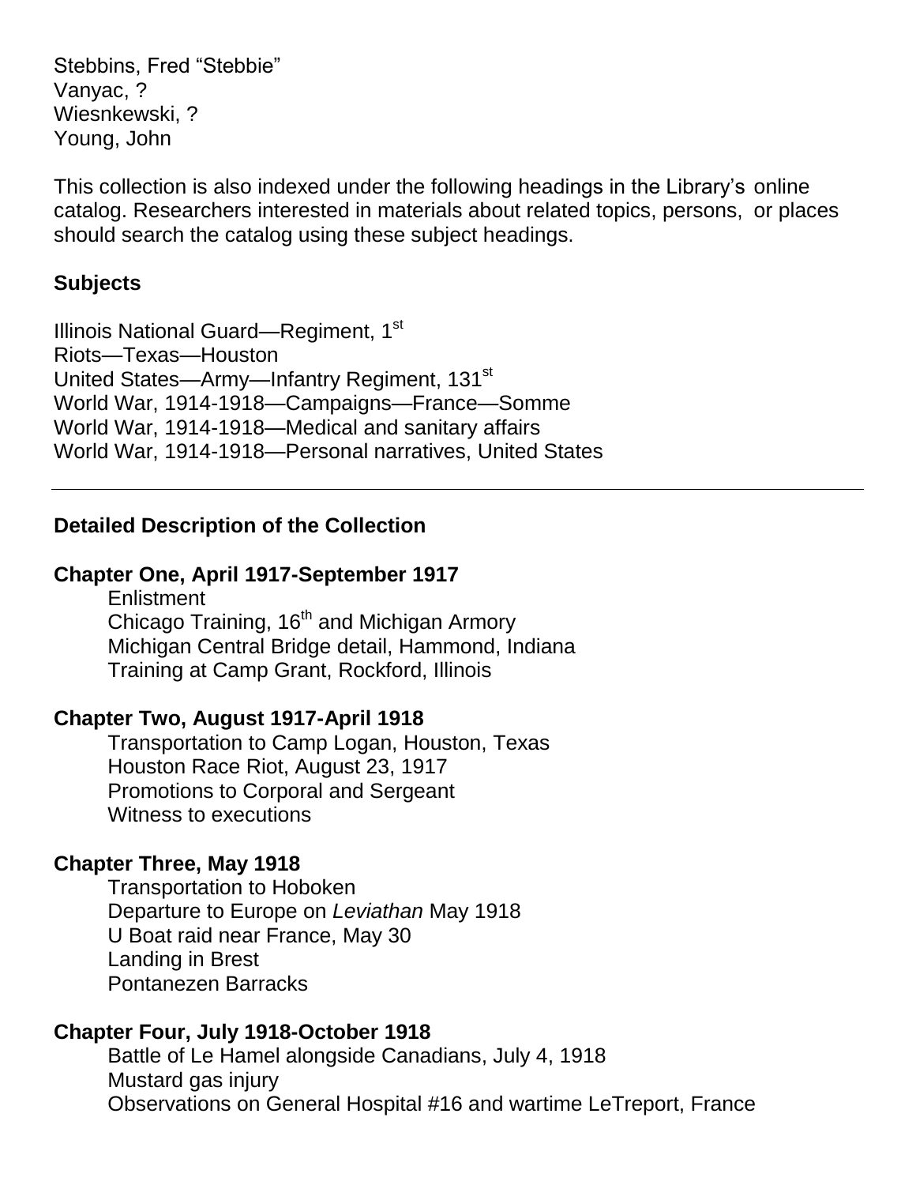Stebbins, Fred "Stebbie"
Vanyac, ?
Wiesnkewski, ?
Young, John

This collection is also indexed under the following headings in the Library's online catalog. Researchers interested in materials about related topics, persons, or places should search the catalog using these subject headings.

**Subjects**

Illinois National Guard—Regiment, 1st
Riots—Texas—Houston
United States—Army—Infantry Regiment, 131st
World War, 1914-1918—Campaigns—France—Somme
World War, 1914-1918—Medical and sanitary affairs
World War, 1914-1918—Personal narratives, United States

---

**Detailed Description of the Collection**

**Chapter One, April 1917-September 1917**

Enlistment
Chicago Training, 16th and Michigan Armory
Michigan Central Bridge detail, Hammond, Indiana
Training at Camp Grant, Rockford, Illinois

**Chapter Two, August 1917-April 1918**

Transportation to Camp Logan, Houston, Texas
Houston Race Riot, August 23, 1917
Promotions to Corporal and Sergeant
Witness to executions

**Chapter Three, May 1918**

Transportation to Hoboken
Departure to Europe on *Leviathan* May 1918
U Boat raid near France, May 30
Landing in Brest
Pontanezen Barracks

**Chapter Four, July 1918-October 1918**

Battle of Le Hamel alongside Canadians, July 4, 1918
Mustard gas injury
Observations on General Hospital #16 and wartime LeTreport, France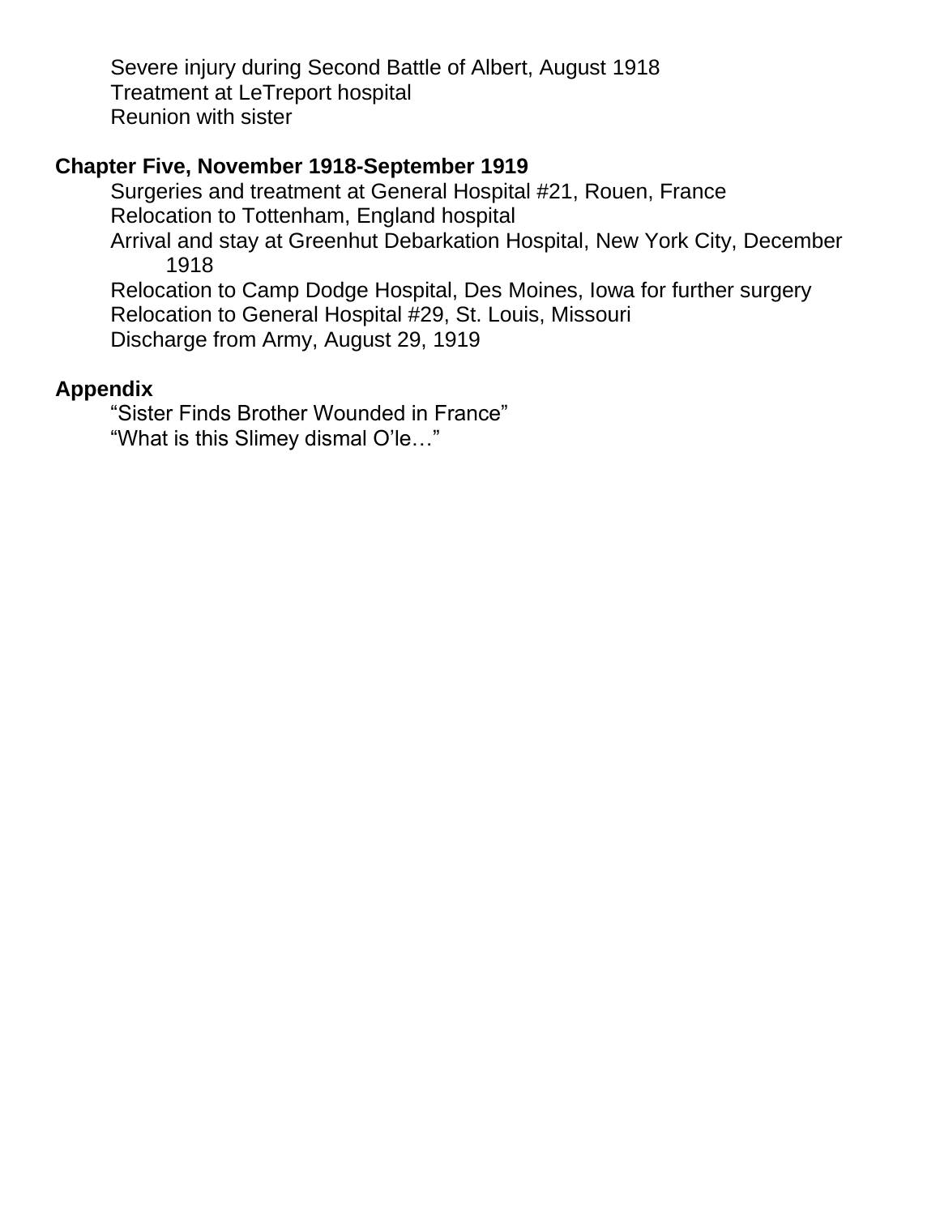Severe injury during Second Battle of Albert, August 1918
Treatment at LeTreport hospital
Reunion with sister

**Chapter Five, November 1918-September 1919**

Surgeries and treatment at General Hospital #21, Rouen, France
Relocation to Tottenham, England hospital
Arrival and stay at Greenhut Debarkation Hospital, New York City, December 1918
Relocation to Camp Dodge Hospital, Des Moines, Iowa for further surgery
Relocation to General Hospital #29, St. Louis, Missouri
Discharge from Army, August 29, 1919

**Appendix**

"Sister Finds Brother Wounded in France"
"What is this Slimey dismal O'le…"